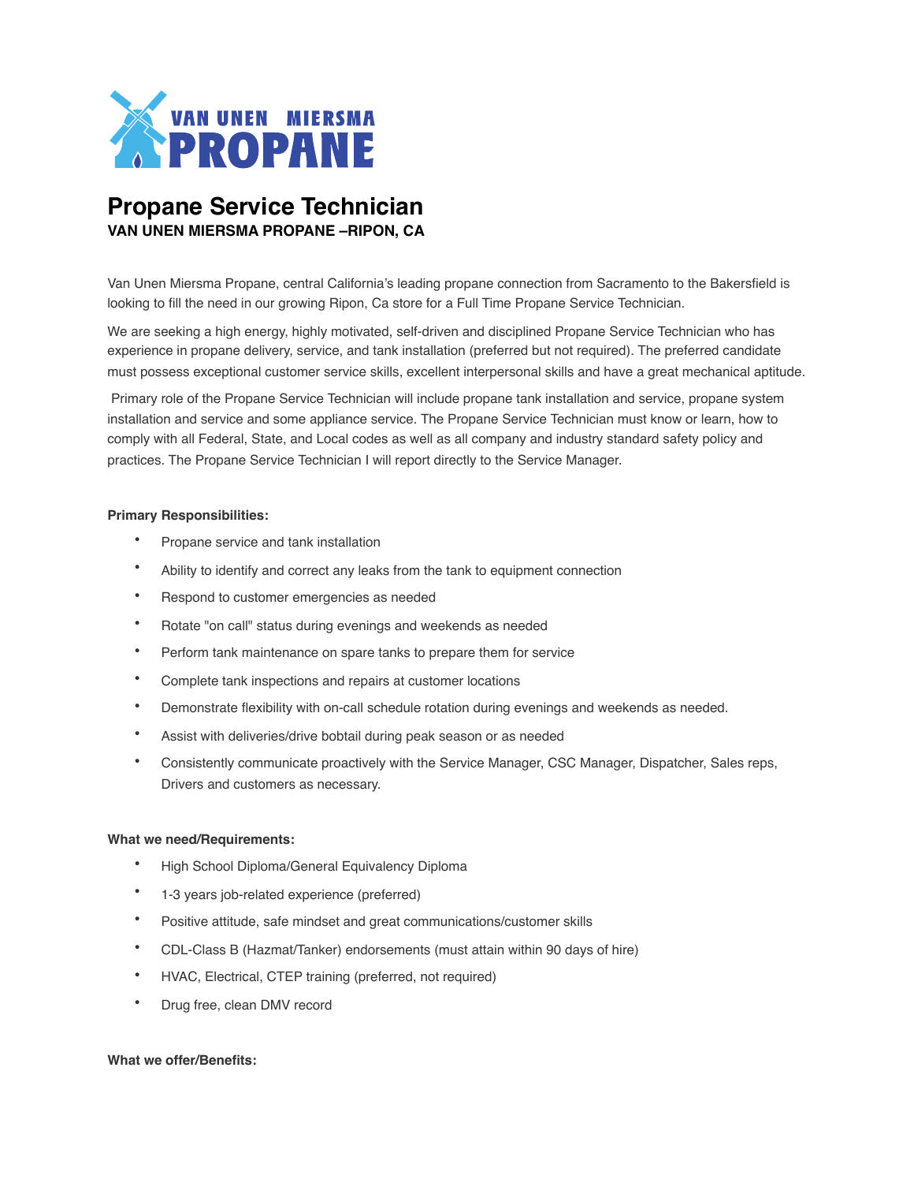VAN UNEN MIERSMA PROPANE

# Propane Service Technician

**VAN UNEN MIERSMA PROPANE –RIPON, CA**

Van Unen Miersma Propane, central California's leading propane connection from Sacramento to the Bakersfield is looking to fill the need in our growing Ripon, Ca store for a Full Time Propane Service Technician.

We are seeking a high energy, highly motivated, self-driven and disciplined Propane Service Technician who has experience in propane delivery, service, and tank installation (preferred but not required). The preferred candidate must possess exceptional customer service skills, excellent interpersonal skills and have a great mechanical aptitude.

Primary role of the Propane Service Technician will include propane tank installation and service, propane system installation and service and some appliance service. The Propane Service Technician must know or learn, how to comply with all Federal, State, and Local codes as well as all company and industry standard safety policy and practices. The Propane Service Technician I will report directly to the Service Manager.

**Primary Responsibilities:**

- Propane service and tank installation
- Ability to identify and correct any leaks from the tank to equipment connection
- Respond to customer emergencies as needed
- Rotate "on call" status during evenings and weekends as needed
- Perform tank maintenance on spare tanks to prepare them for service
- Complete tank inspections and repairs at customer locations
- Demonstrate flexibility with on-call schedule rotation during evenings and weekends as needed.
- Assist with deliveries/drive bobtail during peak season or as needed
- Consistently communicate proactively with the Service Manager, CSC Manager, Dispatcher, Sales reps, Drivers and customers as necessary.

**What we need/Requirements:**

- High School Diploma/General Equivalency Diploma
- 1-3 years job-related experience (preferred)
- Positive attitude, safe mindset and great communications/customer skills
- CDL-Class B (Hazmat/Tanker) endorsements (must attain within 90 days of hire)
- HVAC, Electrical, CTEP training (preferred, not required)
- Drug free, clean DMV record

**What we offer/Benefits:**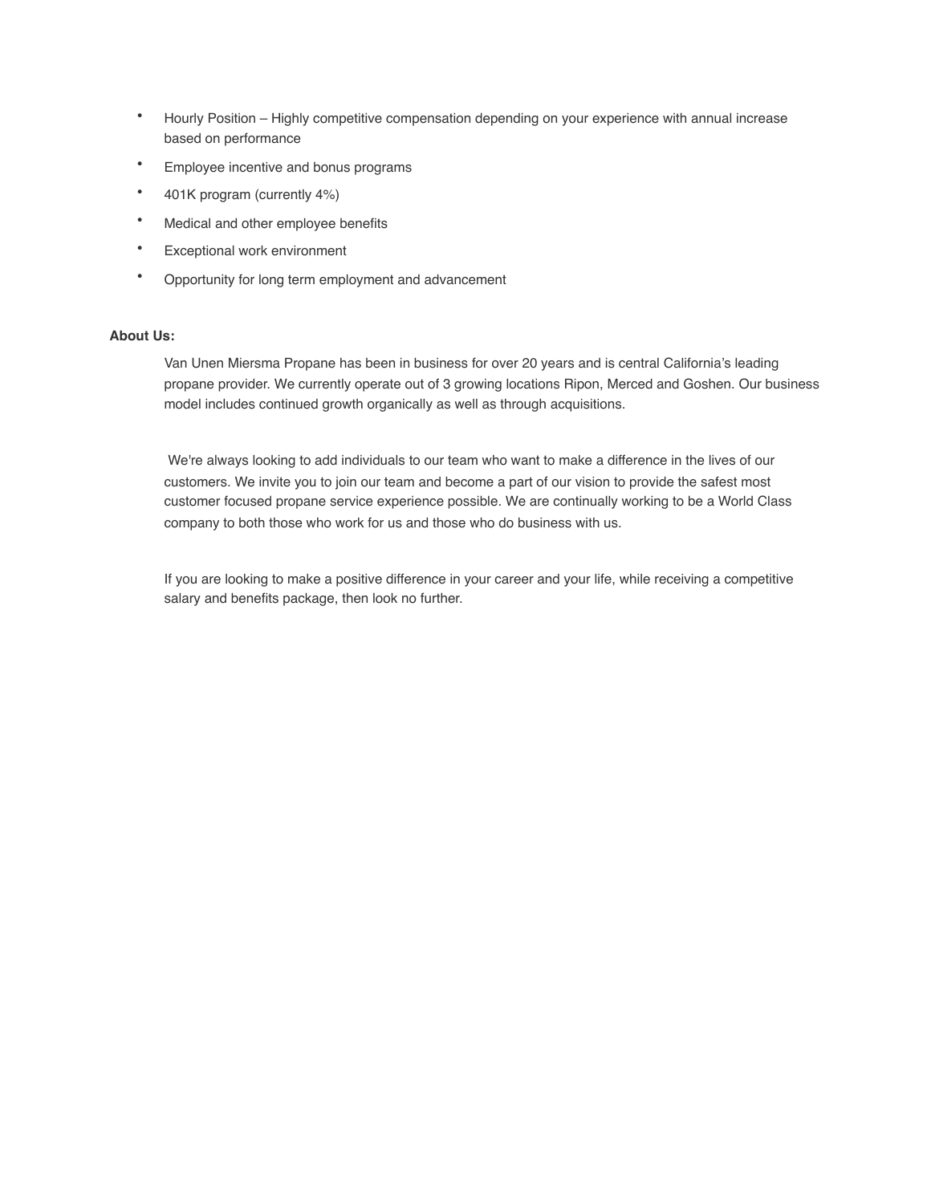- Hourly Position – Highly competitive compensation depending on your experience with annual increase based on performance
- Employee incentive and bonus programs
- 401K program (currently 4%)
- Medical and other employee benefits
- Exceptional work environment
- Opportunity for long term employment and advancement

**About Us:**

Van Unen Miersma Propane has been in business for over 20 years and is central California's leading propane provider. We currently operate out of 3 growing locations Ripon, Merced and Goshen. Our business model includes continued growth organically as well as through acquisitions.

We're always looking to add individuals to our team who want to make a difference in the lives of our customers. We invite you to join our team and become a part of our vision to provide the safest most customer focused propane service experience possible. We are continually working to be a World Class company to both those who work for us and those who do business with us.

If you are looking to make a positive difference in your career and your life, while receiving a competitive salary and benefits package, then look no further.